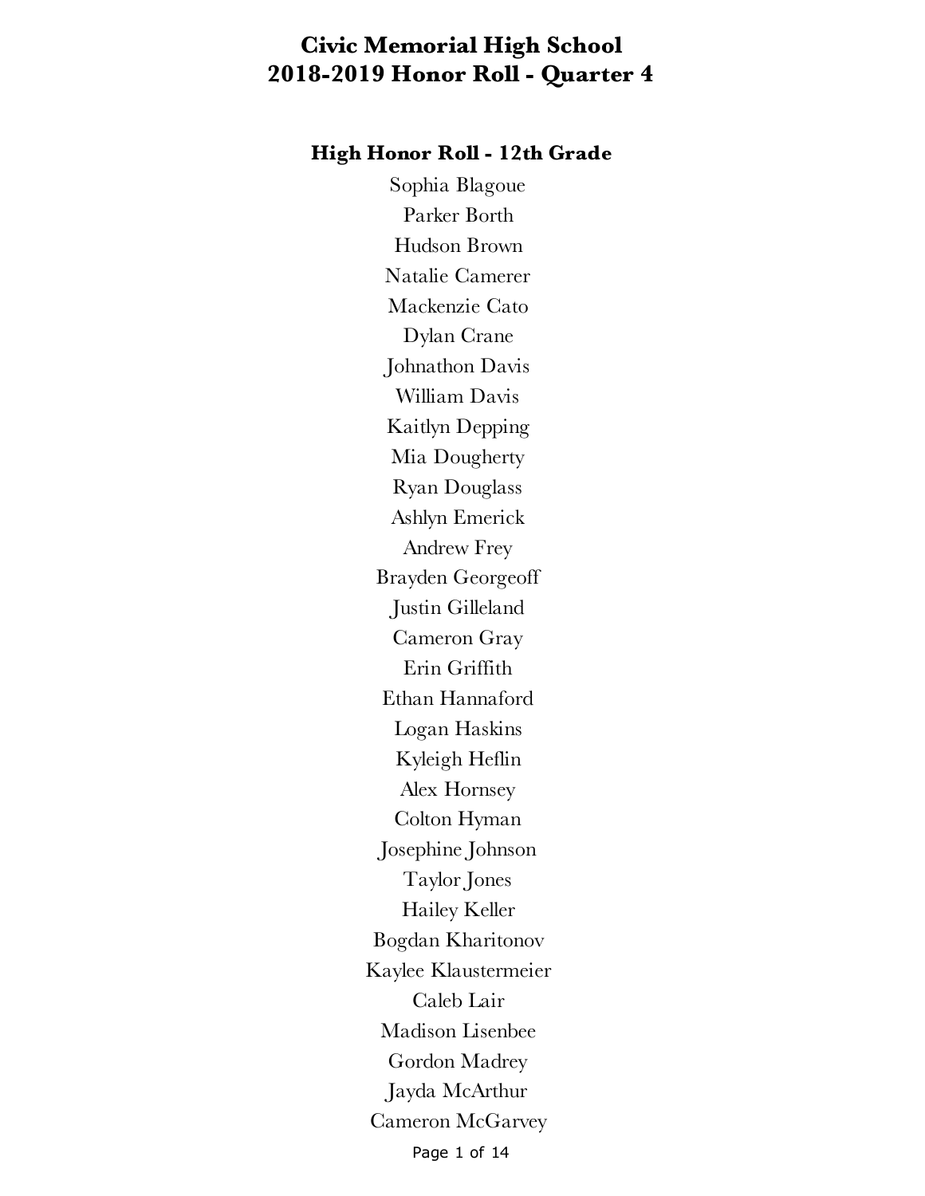# Civic Memorial High School
# 2018-2019 Honor Roll - Quarter 4

## High Honor Roll - 12th Grade

Sophia Blagoue
Parker Borth
Hudson Brown
Natalie Camerer
Mackenzie Cato
Dylan Crane
Johnathon Davis
William Davis
Kaitlyn Depping
Mia Dougherty
Ryan Douglass
Ashlyn Emerick
Andrew Frey
Brayden Georgeoff
Justin Gilleland
Cameron Gray
Erin Griffith
Ethan Hannaford
Logan Haskins
Kyleigh Heflin
Alex Hornsey
Colton Hyman
Josephine Johnson
Taylor Jones
Hailey Keller
Bogdan Kharitonov
Kaylee Klaustermeier
Caleb Lair
Madison Lisenbee
Gordon Madrey
Jayda McArthur
Cameron McGarvey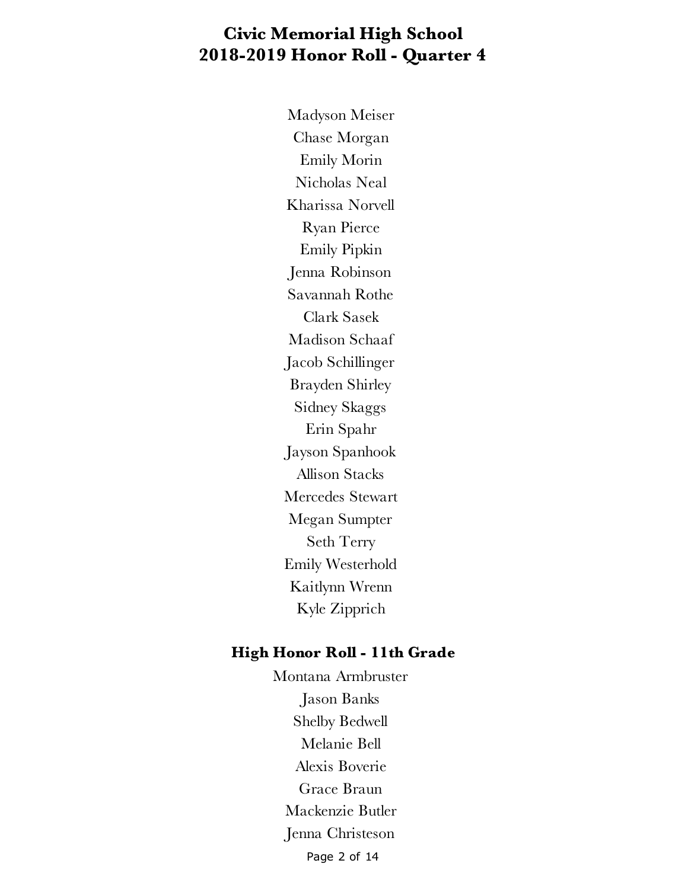# Civic Memorial High School
# 2018-2019 Honor Roll - Quarter 4

Madyson Meiser
Chase Morgan
Emily Morin
Nicholas Neal
Kharissa Norvell
Ryan Pierce
Emily Pipkin
Jenna Robinson
Savannah Rothe
Clark Sasek
Madison Schaaf
Jacob Schillinger
Brayden Shirley
Sidney Skaggs
Erin Spahr
Jayson Spanhook
Allison Stacks
Mercedes Stewart
Megan Sumpter
Seth Terry
Emily Westerhold
Kaitlynn Wrenn
Kyle Zipprich

## High Honor Roll - 11th Grade

Montana Armbruster
Jason Banks
Shelby Bedwell
Melanie Bell
Alexis Boverie
Grace Braun
Mackenzie Butler
Jenna Christeson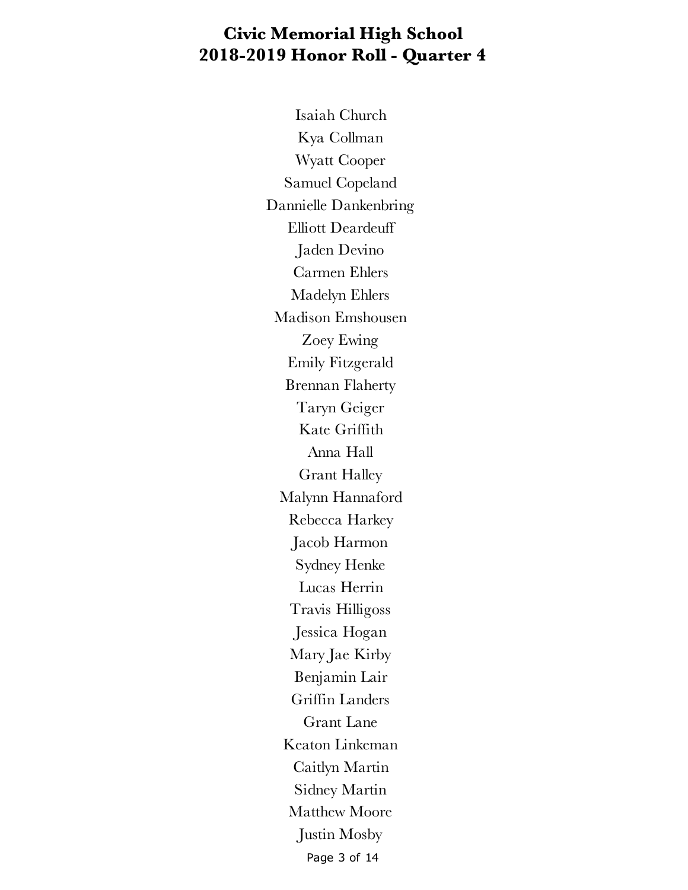# Civic Memorial High School
## 2018-2019 Honor Roll - Quarter 4

Isaiah Church
Kya Collman
Wyatt Cooper
Samuel Copeland
Dannielle Dankenbring
Elliott Deardeuff
Jaden Devino
Carmen Ehlers
Madelyn Ehlers
Madison Emshousen
Zoey Ewing
Emily Fitzgerald
Brennan Flaherty
Taryn Geiger
Kate Griffith
Anna Hall
Grant Halley
Malynn Hannaford
Rebecca Harkey
Jacob Harmon
Sydney Henke
Lucas Herrin
Travis Hilligoss
Jessica Hogan
Mary Jae Kirby
Benjamin Lair
Griffin Landers
Grant Lane
Keaton Linkeman
Caitlyn Martin
Sidney Martin
Matthew Moore
Justin Mosby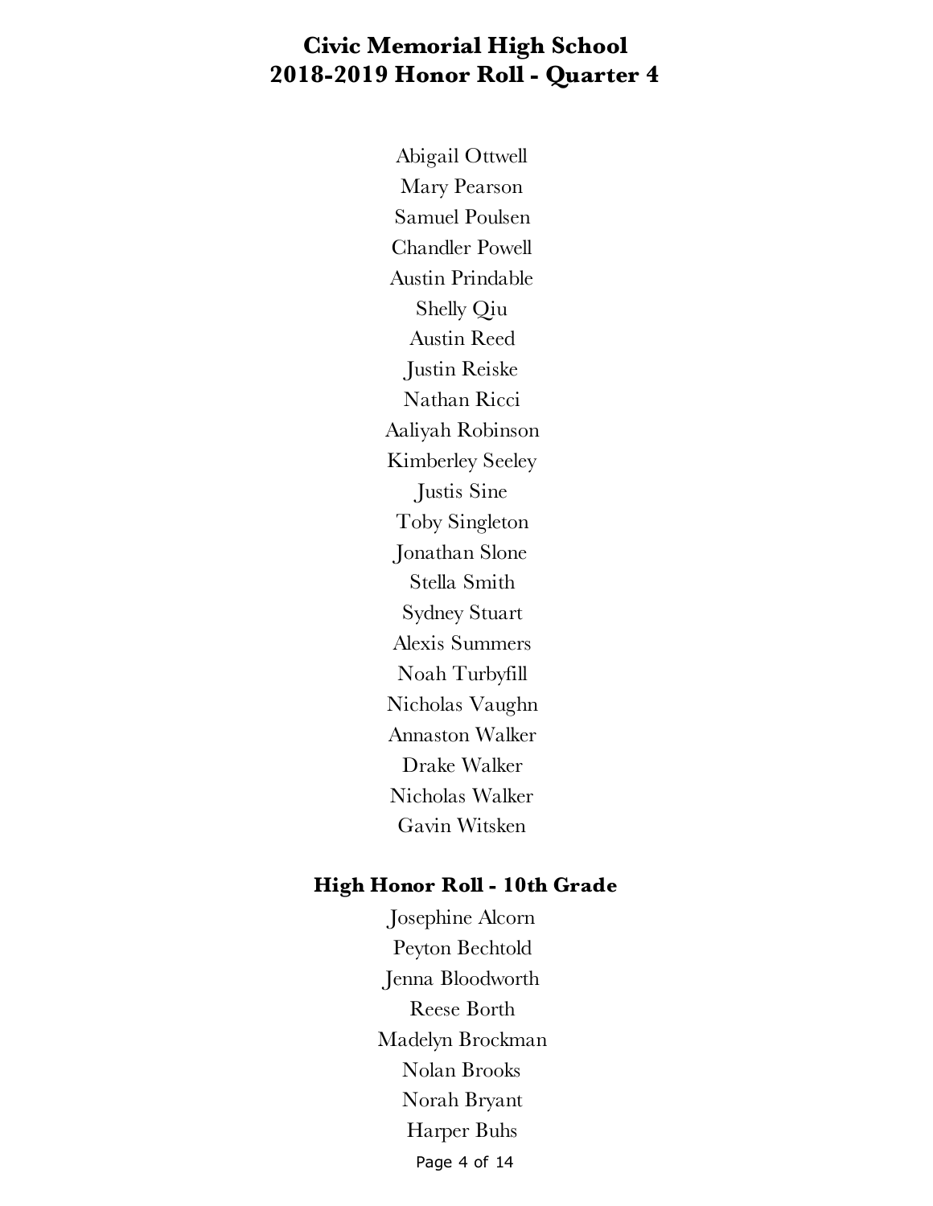# Civic Memorial High School
# 2018-2019 Honor Roll - Quarter 4

Abigail Ottwell
Mary Pearson
Samuel Poulsen
Chandler Powell
Austin Prindable
Shelly Qiu
Austin Reed
Justin Reiske
Nathan Ricci
Aaliyah Robinson
Kimberley Seeley
Justis Sine
Toby Singleton
Jonathan Slone
Stella Smith
Sydney Stuart
Alexis Summers
Noah Turbyfill
Nicholas Vaughn
Annaston Walker
Drake Walker
Nicholas Walker
Gavin Witsken

## High Honor Roll - 10th Grade

Josephine Alcorn
Peyton Bechtold
Jenna Bloodworth
Reese Borth
Madelyn Brockman
Nolan Brooks
Norah Bryant
Harper Buhs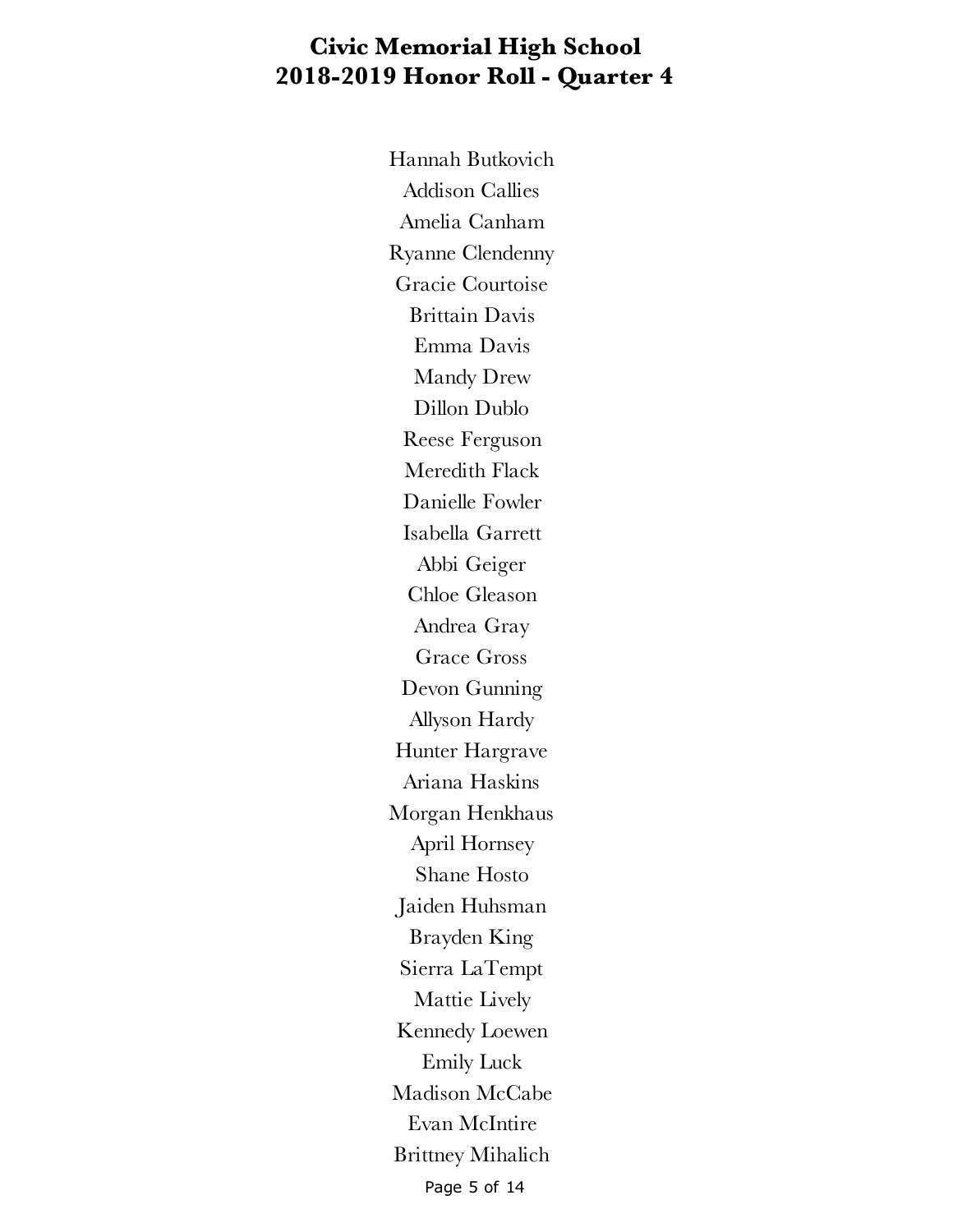# Civic Memorial High School
# 2018-2019 Honor Roll - Quarter 4

Hannah Butkovich
Addison Callies
Amelia Canham
Ryanne Clendenny
Gracie Courtoise
Brittain Davis
Emma Davis
Mandy Drew
Dillon Dublo
Reese Ferguson
Meredith Flack
Danielle Fowler
Isabella Garrett
Abbi Geiger
Chloe Gleason
Andrea Gray
Grace Gross
Devon Gunning
Allyson Hardy
Hunter Hargrave
Ariana Haskins
Morgan Henkhaus
April Hornsey
Shane Hosto
Jaiden Huhsman
Brayden King
Sierra LaTempt
Mattie Lively
Kennedy Loewen
Emily Luck
Madison McCabe
Evan McIntire
Brittney Mihalich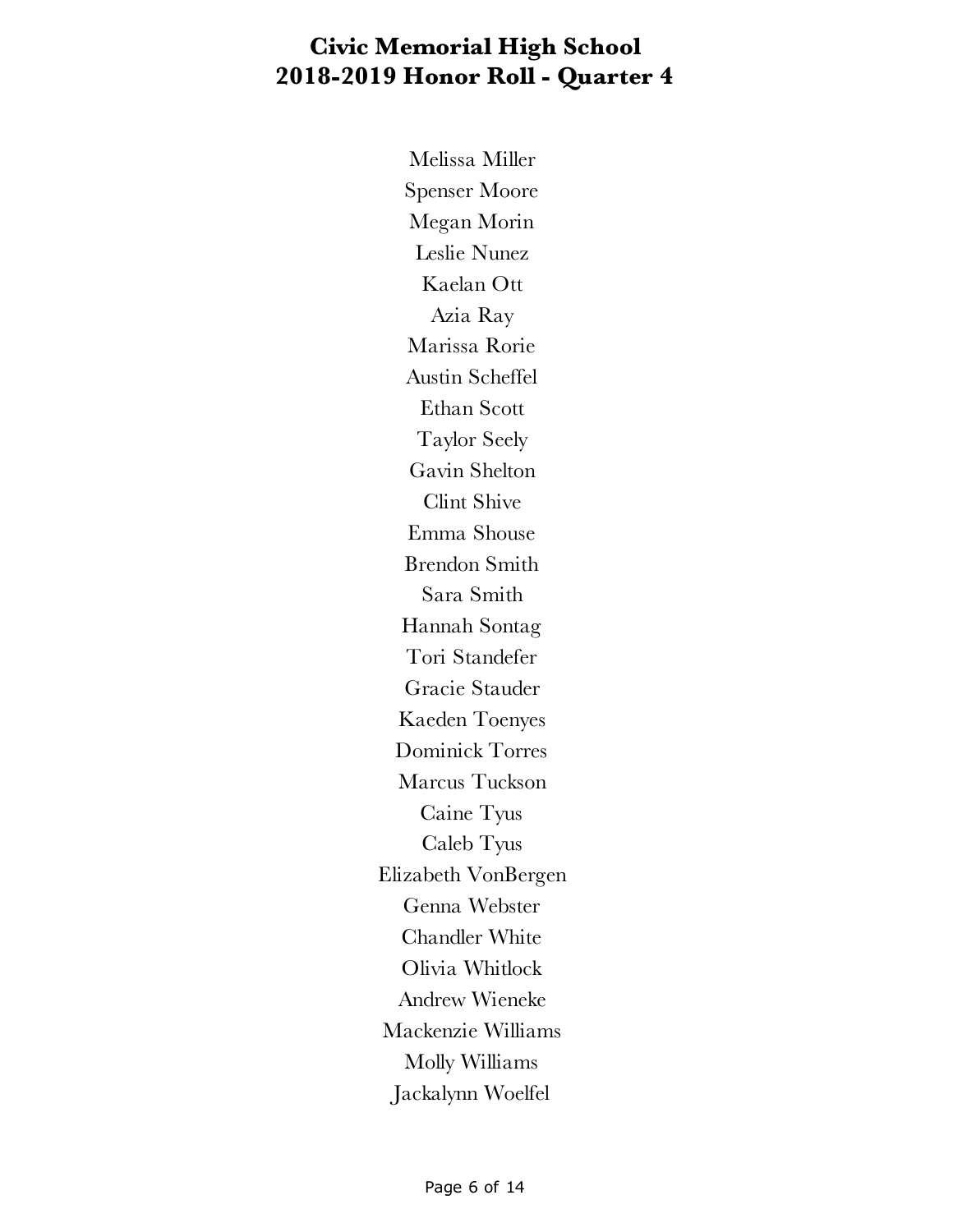# Civic Memorial High School
# 2018-2019 Honor Roll - Quarter 4

Melissa Miller
Spenser Moore
Megan Morin
Leslie Nunez
Kaelan Ott
Azia Ray
Marissa Rorie
Austin Scheffel
Ethan Scott
Taylor Seely
Gavin Shelton
Clint Shive
Emma Shouse
Brendon Smith
Sara Smith
Hannah Sontag
Tori Standefer
Gracie Stauder
Kaeden Toenyes
Dominick Torres
Marcus Tuckson
Caine Tyus
Caleb Tyus
Elizabeth VonBergen
Genna Webster
Chandler White
Olivia Whitlock
Andrew Wieneke
Mackenzie Williams
Molly Williams
Jackalynn Woelfel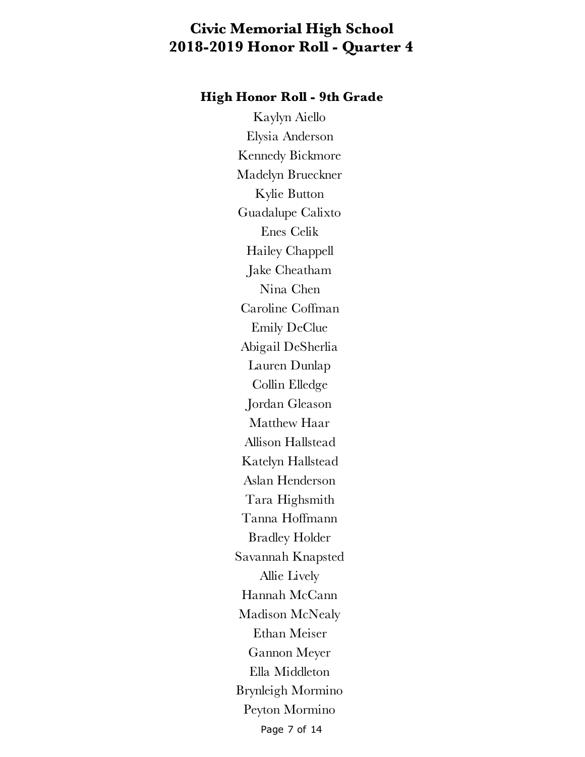# Civic Memorial High School
# 2018-2019 Honor Roll - Quarter 4

## High Honor Roll - 9th Grade

Kaylyn Aiello
Elysia Anderson
Kennedy Bickmore
Madelyn Brueckner
Kylie Button
Guadalupe Calixto
Enes Celik
Hailey Chappell
Jake Cheatham
Nina Chen
Caroline Coffman
Emily DeClue
Abigail DeSherlia
Lauren Dunlap
Collin Elledge
Jordan Gleason
Matthew Haar
Allison Hallstead
Katelyn Hallstead
Aslan Henderson
Tara Highsmith
Tanna Hoffmann
Bradley Holder
Savannah Knapsted
Allie Lively
Hannah McCann
Madison McNealy
Ethan Meiser
Gannon Meyer
Ella Middleton
Brynleigh Mormino
Peyton Mormino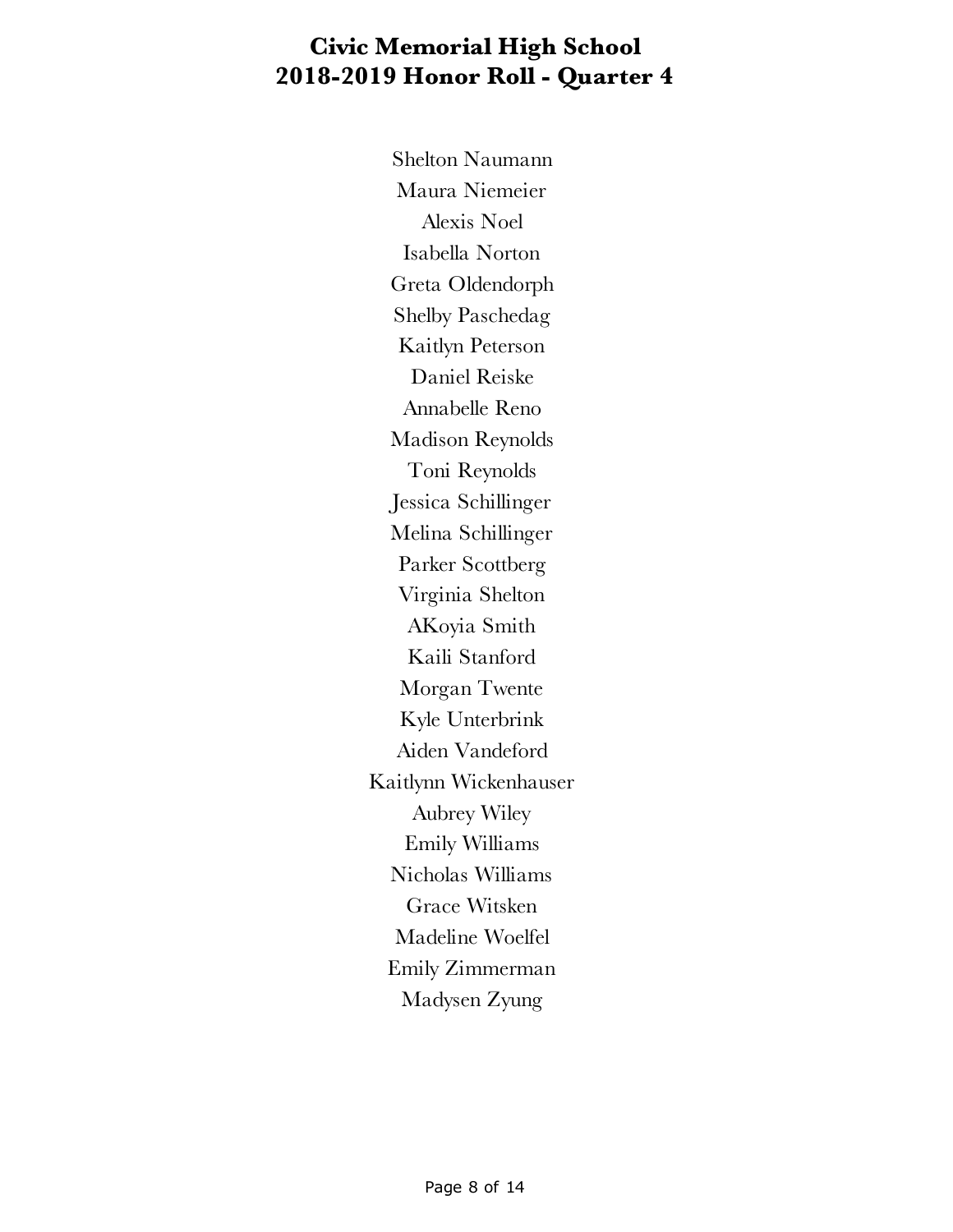# Civic Memorial High School
# 2018-2019 Honor Roll - Quarter 4

Shelton Naumann
Maura Niemeier
Alexis Noel
Isabella Norton
Greta Oldendorph
Shelby Paschedag
Kaitlyn Peterson
Daniel Reiske
Annabelle Reno
Madison Reynolds
Toni Reynolds
Jessica Schillinger
Melina Schillinger
Parker Scottberg
Virginia Shelton
AKoyia Smith
Kaili Stanford
Morgan Twente
Kyle Unterbrink
Aiden Vandeford
Kaitlynn Wickenhauser
Aubrey Wiley
Emily Williams
Nicholas Williams
Grace Witsken
Madeline Woelfel
Emily Zimmerman
Madysen Zyung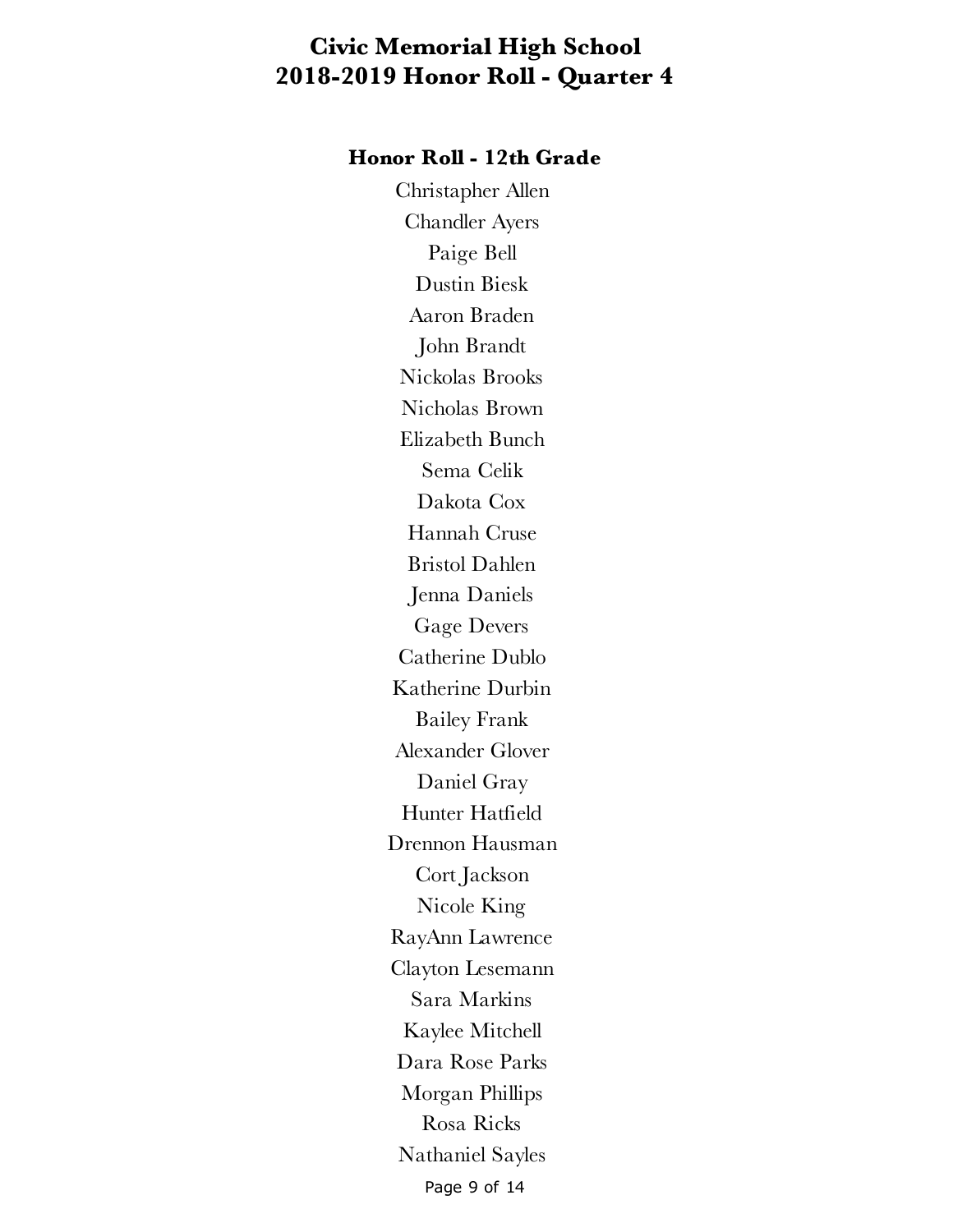# Civic Memorial High School
# 2018-2019 Honor Roll - Quarter 4

### Honor Roll - 12th Grade

Christapher Allen
Chandler Ayers
Paige Bell
Dustin Biesk
Aaron Braden
John Brandt
Nickolas Brooks
Nicholas Brown
Elizabeth Bunch
Sema Celik
Dakota Cox
Hannah Cruse
Bristol Dahlen
Jenna Daniels
Gage Devers
Catherine Dublo
Katherine Durbin
Bailey Frank
Alexander Glover
Daniel Gray
Hunter Hatfield
Drennon Hausman
Cort Jackson
Nicole King
RayAnn Lawrence
Clayton Lesemann
Sara Markins
Kaylee Mitchell
Dara Rose Parks
Morgan Phillips
Rosa Ricks
Nathaniel Sayles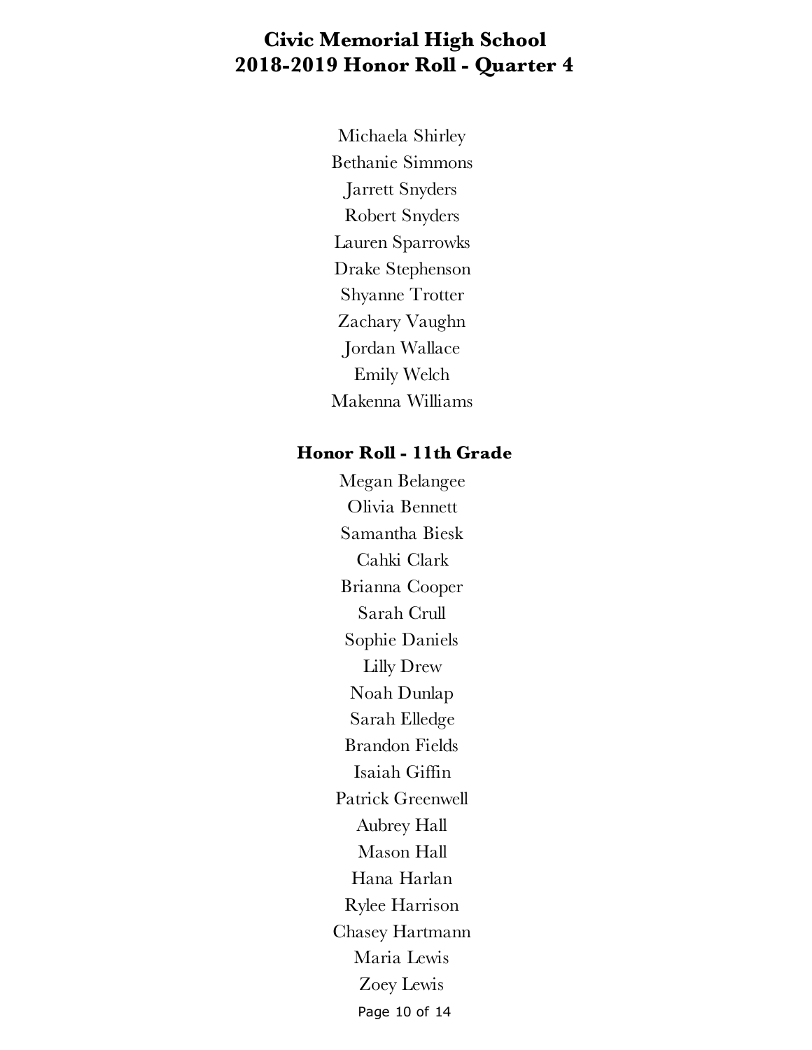# Civic Memorial High School
# 2018-2019 Honor Roll - Quarter 4

Michaela Shirley
Bethanie Simmons
Jarrett Snyders
Robert Snyders
Lauren Sparrowks
Drake Stephenson
Shyanne Trotter
Zachary Vaughn
Jordan Wallace
Emily Welch
Makenna Williams

## Honor Roll - 11th Grade

Megan Belangee
Olivia Bennett
Samantha Biesk
Cahki Clark
Brianna Cooper
Sarah Crull
Sophie Daniels
Lilly Drew
Noah Dunlap
Sarah Elledge
Brandon Fields
Isaiah Giffin
Patrick Greenwell
Aubrey Hall
Mason Hall
Hana Harlan
Rylee Harrison
Chasey Hartmann
Maria Lewis
Zoey Lewis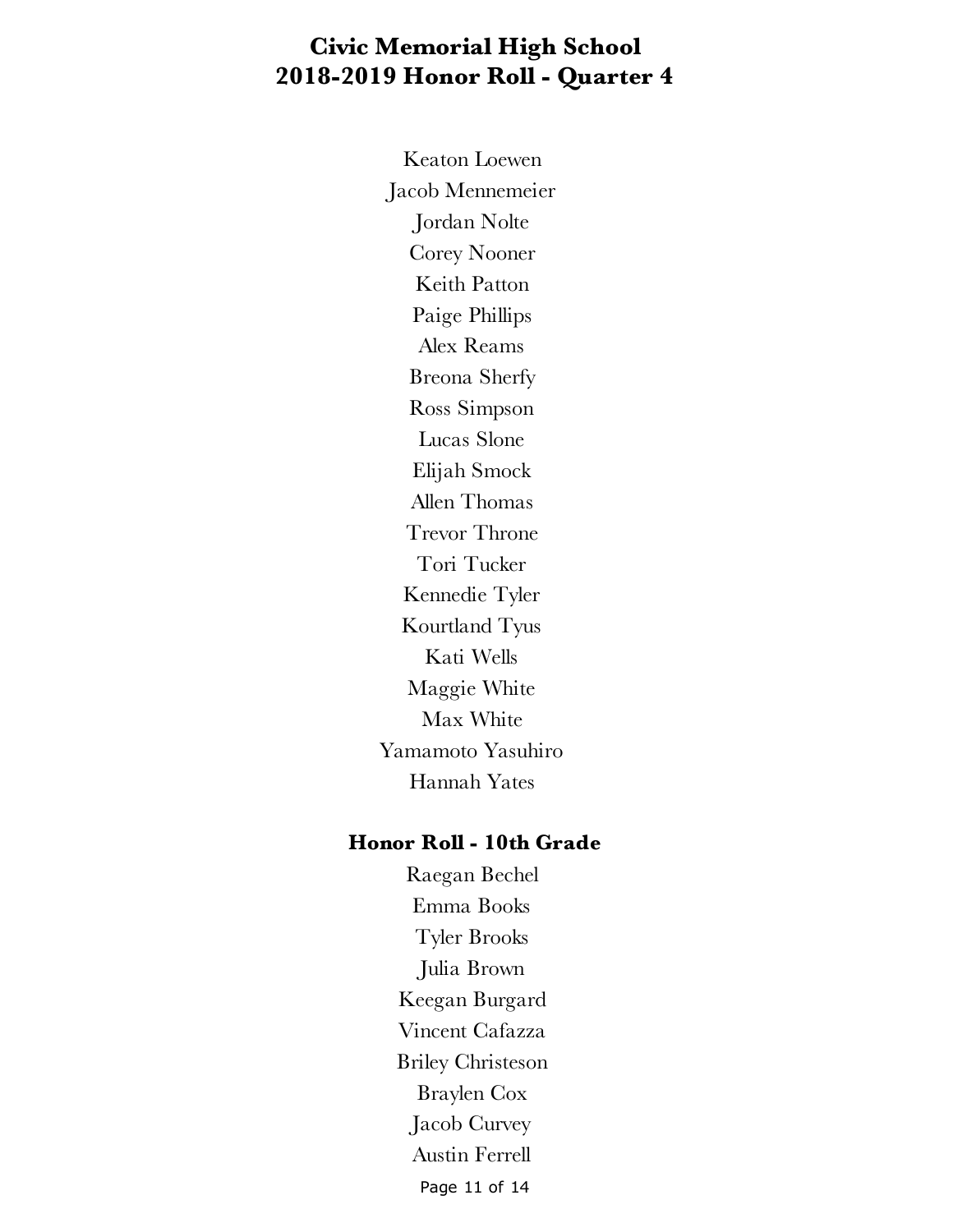# Civic Memorial High School
# 2018-2019 Honor Roll - Quarter 4

Keaton Loewen
Jacob Mennemeier
Jordan Nolte
Corey Nooner
Keith Patton
Paige Phillips
Alex Reams
Breona Sherfy
Ross Simpson
Lucas Slone
Elijah Smock
Allen Thomas
Trevor Throne
Tori Tucker
Kennedie Tyler
Kourtland Tyus
Kati Wells
Maggie White
Max White
Yamamoto Yasuhiro
Hannah Yates

## Honor Roll - 10th Grade

Raegan Bechel
Emma Books
Tyler Brooks
Julia Brown
Keegan Burgard
Vincent Cafazza
Briley Christeson
Braylen Cox
Jacob Curvey
Austin Ferrell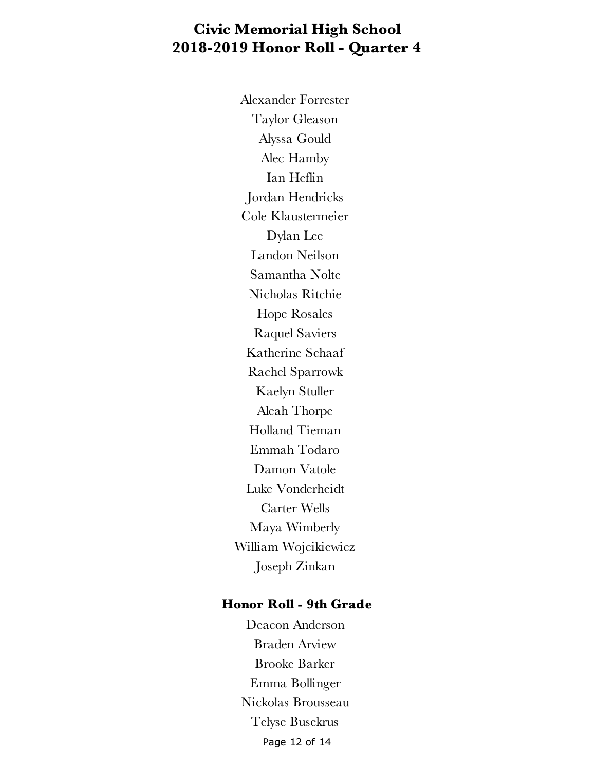# Civic Memorial High School
# 2018-2019 Honor Roll - Quarter 4

Alexander Forrester
Taylor Gleason
Alyssa Gould
Alec Hamby
Ian Heflin
Jordan Hendricks
Cole Klaustermeier
Dylan Lee
Landon Neilson
Samantha Nolte
Nicholas Ritchie
Hope Rosales
Raquel Saviers
Katherine Schaaf
Rachel Sparrowk
Kaelyn Stuller
Aleah Thorpe
Holland Tieman
Emmah Todaro
Damon Vatole
Luke Vonderheidt
Carter Wells
Maya Wimberly
William Wojcikiewicz
Joseph Zinkan

## Honor Roll - 9th Grade

Deacon Anderson
Braden Arview
Brooke Barker
Emma Bollinger
Nickolas Brousseau
Telyse Busekrus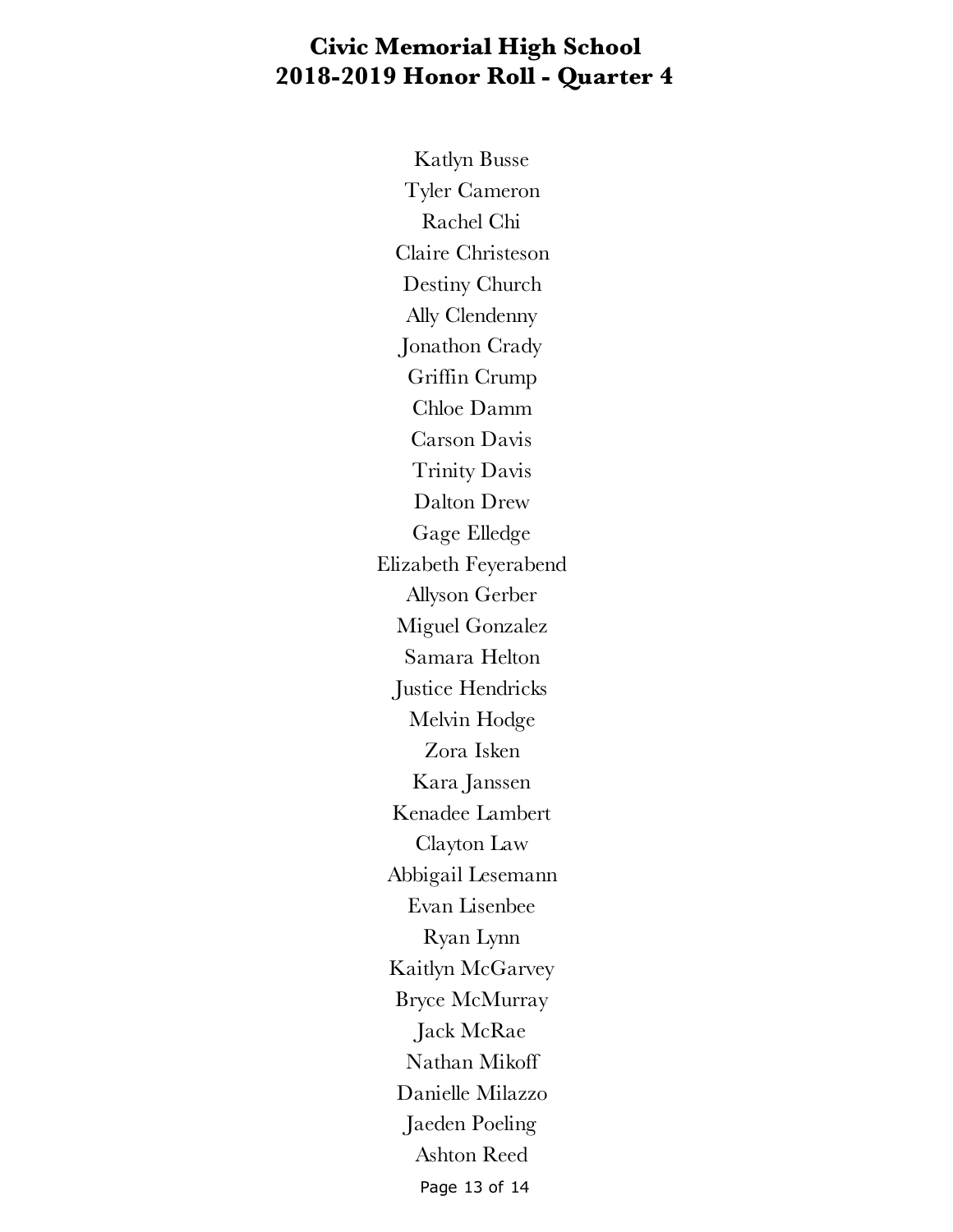# Civic Memorial High School
# 2018-2019 Honor Roll - Quarter 4

Katlyn Busse
Tyler Cameron
Rachel Chi
Claire Christeson
Destiny Church
Ally Clendenny
Jonathon Crady
Griffin Crump
Chloe Damm
Carson Davis
Trinity Davis
Dalton Drew
Gage Elledge
Elizabeth Feyerabend
Allyson Gerber
Miguel Gonzalez
Samara Helton
Justice Hendricks
Melvin Hodge
Zora Isken
Kara Janssen
Kenadee Lambert
Clayton Law
Abbigail Lesemann
Evan Lisenbee
Ryan Lynn
Kaitlyn McGarvey
Bryce McMurray
Jack McRae
Nathan Mikoff
Danielle Milazzo
Jaeden Poeling
Ashton Reed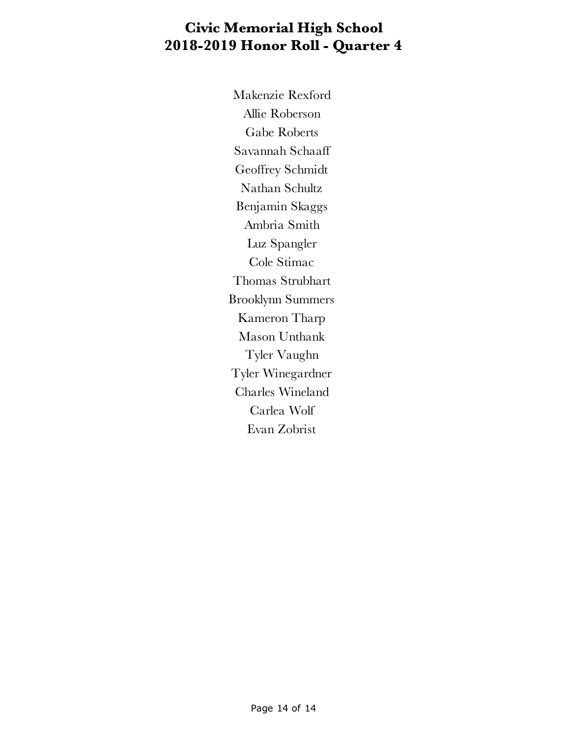# Civic Memorial High School
# 2018-2019 Honor Roll - Quarter 4

Makenzie Rexford
Allie Roberson
Gabe Roberts
Savannah Schaaff
Geoffrey Schmidt
Nathan Schultz
Benjamin Skaggs
Ambria Smith
Luz Spangler
Cole Stimac
Thomas Strubhart
Brooklynn Summers
Kameron Tharp
Mason Unthank
Tyler Vaughn
Tyler Winegardner
Charles Wineland
Carlea Wolf
Evan Zobrist